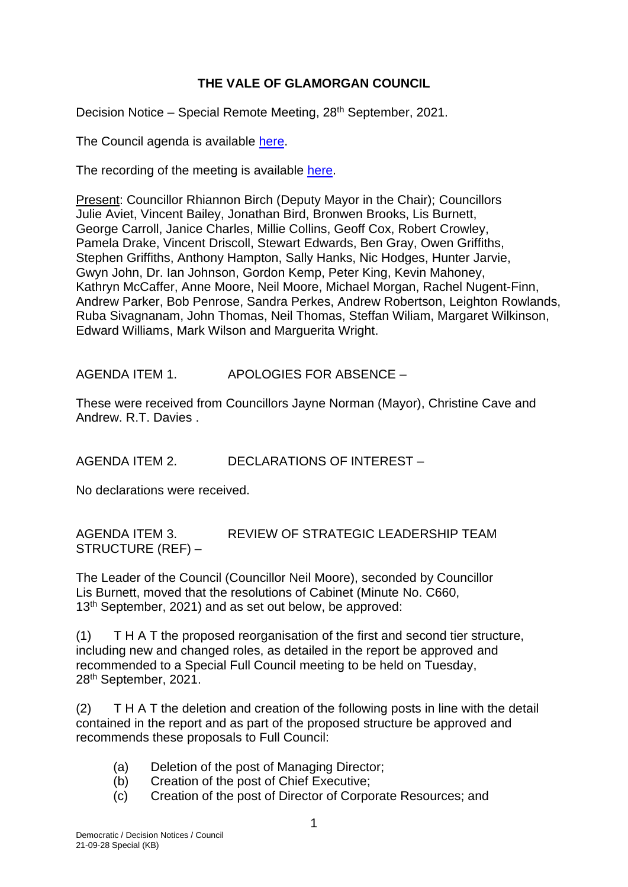# THE VALE OF GLAMORGAN COUNCIL

Decision Notice – Special Remote Meeting, 28th September, 2021.

The Council agenda is available here.

The recording of the meeting is available here.

Present: Councillor Rhiannon Birch (Deputy Mayor in the Chair); Councillors Julie Aviet, Vincent Bailey, Jonathan Bird, Bronwen Brooks, Lis Burnett, George Carroll, Janice Charles, Millie Collins, Geoff Cox, Robert Crowley, Pamela Drake, Vincent Driscoll, Stewart Edwards, Ben Gray, Owen Griffiths, Stephen Griffiths, Anthony Hampton, Sally Hanks, Nic Hodges, Hunter Jarvie, Gwyn John, Dr. Ian Johnson, Gordon Kemp, Peter King, Kevin Mahoney, Kathryn McCaffer, Anne Moore, Neil Moore, Michael Morgan, Rachel Nugent-Finn, Andrew Parker, Bob Penrose, Sandra Perkes, Andrew Robertson, Leighton Rowlands, Ruba Sivagnanam, John Thomas, Neil Thomas, Steffan Wiliam, Margaret Wilkinson, Edward Williams, Mark Wilson and Marguerita Wright.

AGENDA ITEM 1. APOLOGIES FOR ABSENCE –

These were received from Councillors Jayne Norman (Mayor), Christine Cave and Andrew. R.T. Davies .

AGENDA ITEM 2. DECLARATIONS OF INTEREST –

No declarations were received.

AGENDA ITEM 3. REVIEW OF STRATEGIC LEADERSHIP TEAM STRUCTURE (REF) –

The Leader of the Council (Councillor Neil Moore), seconded by Councillor Lis Burnett, moved that the resolutions of Cabinet (Minute No. C660, 13th September, 2021) and as set out below, be approved:

(1) T H A T the proposed reorganisation of the first and second tier structure, including new and changed roles, as detailed in the report be approved and recommended to a Special Full Council meeting to be held on Tuesday, 28th September, 2021.

(2) T H A T the deletion and creation of the following posts in line with the detail contained in the report and as part of the proposed structure be approved and recommends these proposals to Full Council:

(a) Deletion of the post of Managing Director;
(b) Creation of the post of Chief Executive;
(c) Creation of the post of Director of Corporate Resources; and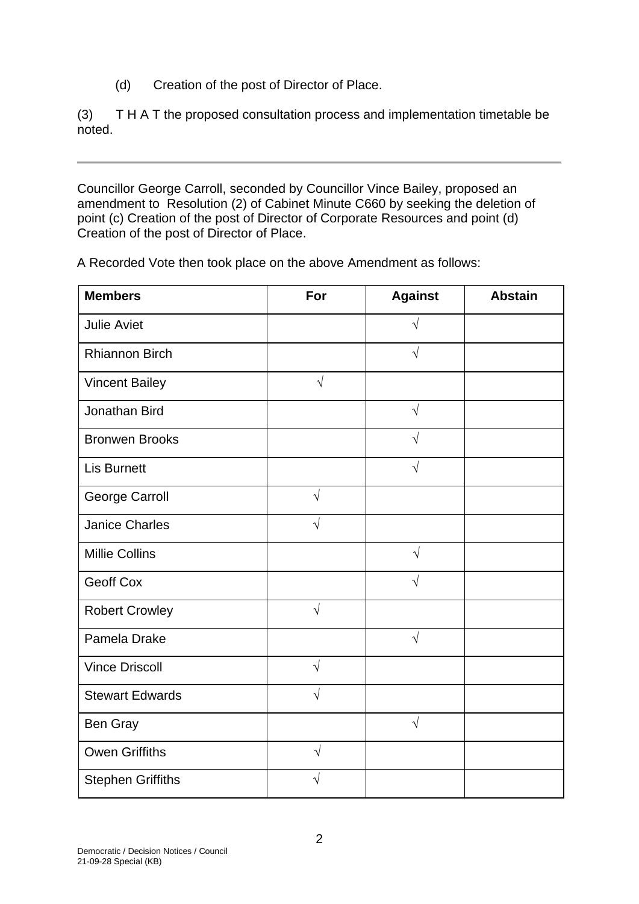(d) Creation of the post of Director of Place.

(3) T H A T the proposed consultation process and implementation timetable be noted.

---

Councillor George Carroll, seconded by Councillor Vince Bailey, proposed an amendment to Resolution (2) of Cabinet Minute C660 by seeking the deletion of point (c) Creation of the post of Director of Corporate Resources and point (d) Creation of the post of Director of Place.

A Recorded Vote then took place on the above Amendment as follows:

| Members | For | Against | Abstain |
|---|---|---|---|
| Julie Aviet | | √ | |
| Rhiannon Birch | | √ | |
| Vincent Bailey | √ | | |
| Jonathan Bird | | √ | |
| Bronwen Brooks | | √ | |
| Lis Burnett | | √ | |
| George Carroll | √ | | |
| Janice Charles | √ | | |
| Millie Collins | | √ | |
| Geoff Cox | | √ | |
| Robert Crowley | √ | | |
| Pamela Drake | | √ | |
| Vince Driscoll | √ | | |
| Stewart Edwards | √ | | |
| Ben Gray | | √ | |
| Owen Griffiths | √ | | |
| Stephen Griffiths | √ | | |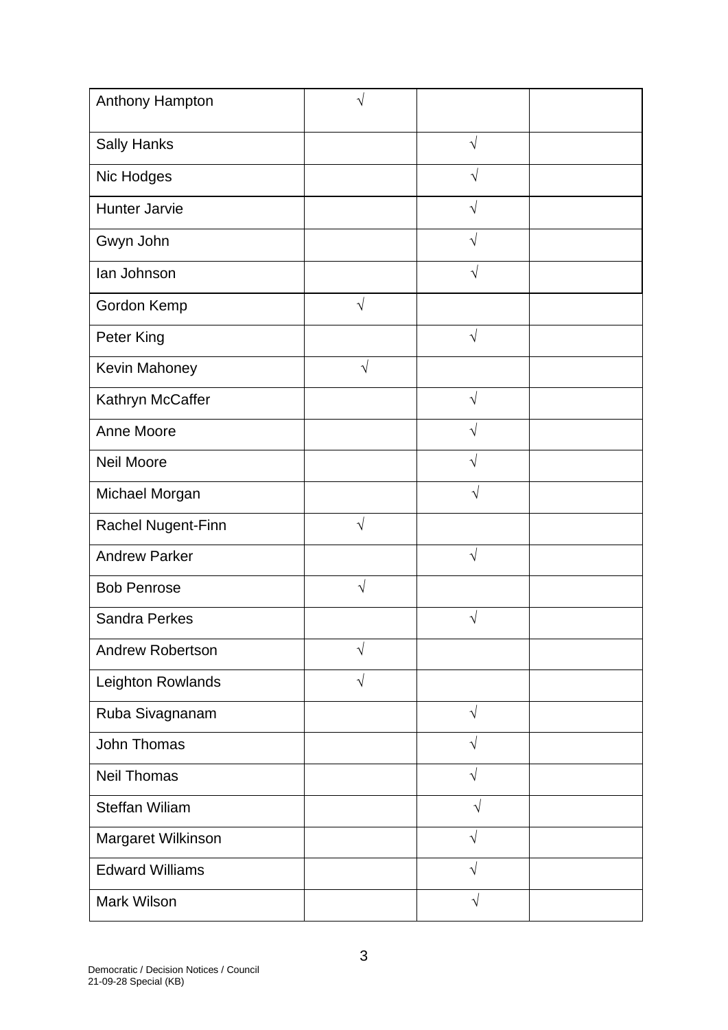| | | | |
|---|---|---|---|
| Anthony Hampton | √ | | |
| Sally Hanks | | √ | |
| Nic Hodges | | √ | |
| Hunter Jarvie | | √ | |
| Gwyn John | | √ | |
| Ian Johnson | | √ | |
| Gordon Kemp | √ | | |
| Peter King | | √ | |
| Kevin Mahoney | √ | | |
| Kathryn McCaffer | | √ | |
| Anne Moore | | √ | |
| Neil Moore | | √ | |
| Michael Morgan | | √ | |
| Rachel Nugent-Finn | √ | | |
| Andrew Parker | | √ | |
| Bob Penrose | √ | | |
| Sandra Perkes | | √ | |
| Andrew Robertson | √ | | |
| Leighton Rowlands | √ | | |
| Ruba Sivagnanam | | √ | |
| John Thomas | | √ | |
| Neil Thomas | | √ | |
| Steffan Wiliam | | √ | |
| Margaret Wilkinson | | √ | |
| Edward Williams | | √ | |
| Mark Wilson | | √ | |

Democratic / Decision Notices / Council
21-09-28 Special (KB)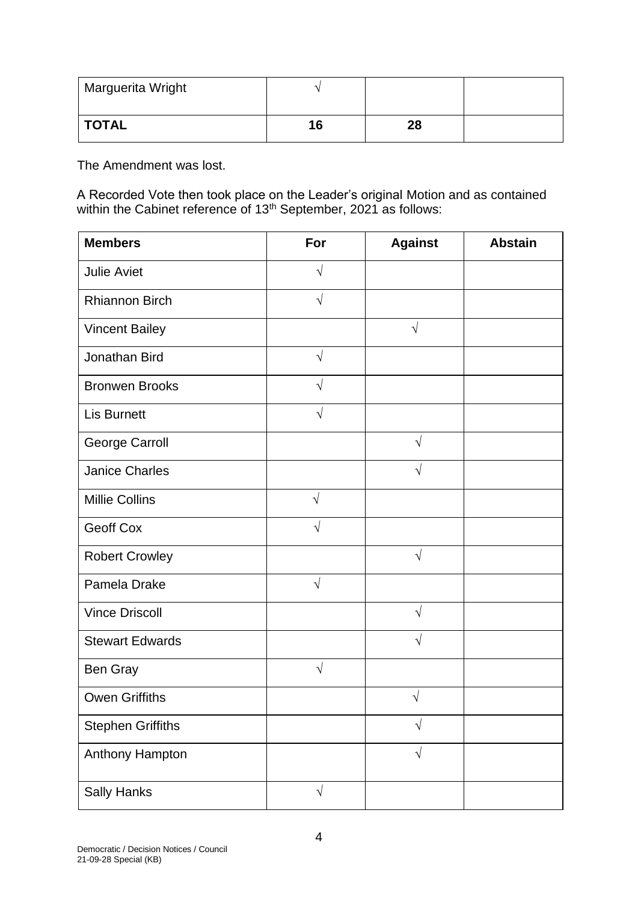| | | | |
|---|---|---|---|
| Marguerita Wright | √ | | |
| **TOTAL** | **16** | **28** | |

The Amendment was lost.

A Recorded Vote then took place on the Leader's original Motion and as contained within the Cabinet reference of 13th September, 2021 as follows:

| Members | For | Against | Abstain |
|---|---|---|---|
| Julie Aviet | √ | | |
| Rhiannon Birch | √ | | |
| Vincent Bailey | | √ | |
| Jonathan Bird | √ | | |
| Bronwen Brooks | √ | | |
| Lis Burnett | √ | | |
| George Carroll | | √ | |
| Janice Charles | | √ | |
| Millie Collins | √ | | |
| Geoff Cox | √ | | |
| Robert Crowley | | √ | |
| Pamela Drake | √ | | |
| Vince Driscoll | | √ | |
| Stewart Edwards | | √ | |
| Ben Gray | √ | | |
| Owen Griffiths | | √ | |
| Stephen Griffiths | | √ | |
| Anthony Hampton | | √ | |
| Sally Hanks | √ | | |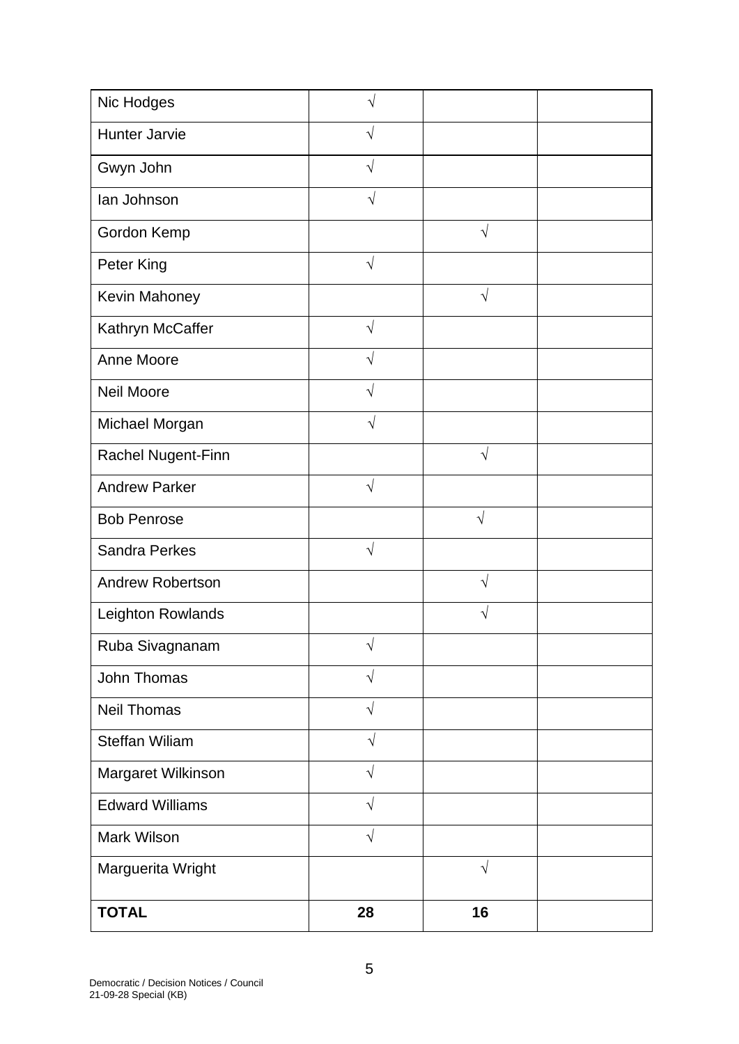| | | | |
|---|---|---|---|
| Nic Hodges | √ | | |
| Hunter Jarvie | √ | | |
| Gwyn John | √ | | |
| Ian Johnson | √ | | |
| Gordon Kemp | | √ | |
| Peter King | √ | | |
| Kevin Mahoney | | √ | |
| Kathryn McCaffer | √ | | |
| Anne Moore | √ | | |
| Neil Moore | √ | | |
| Michael Morgan | √ | | |
| Rachel Nugent-Finn | | √ | |
| Andrew Parker | √ | | |
| Bob Penrose | | √ | |
| Sandra Perkes | √ | | |
| Andrew Robertson | | √ | |
| Leighton Rowlands | | √ | |
| Ruba Sivagnanam | √ | | |
| John Thomas | √ | | |
| Neil Thomas | √ | | |
| Steffan Wiliam | √ | | |
| Margaret Wilkinson | √ | | |
| Edward Williams | √ | | |
| Mark Wilson | √ | | |
| Marguerita Wright | | √ | |
| **TOTAL** | **28** | **16** | |

Democratic / Decision Notices / Council
21-09-28 Special (KB)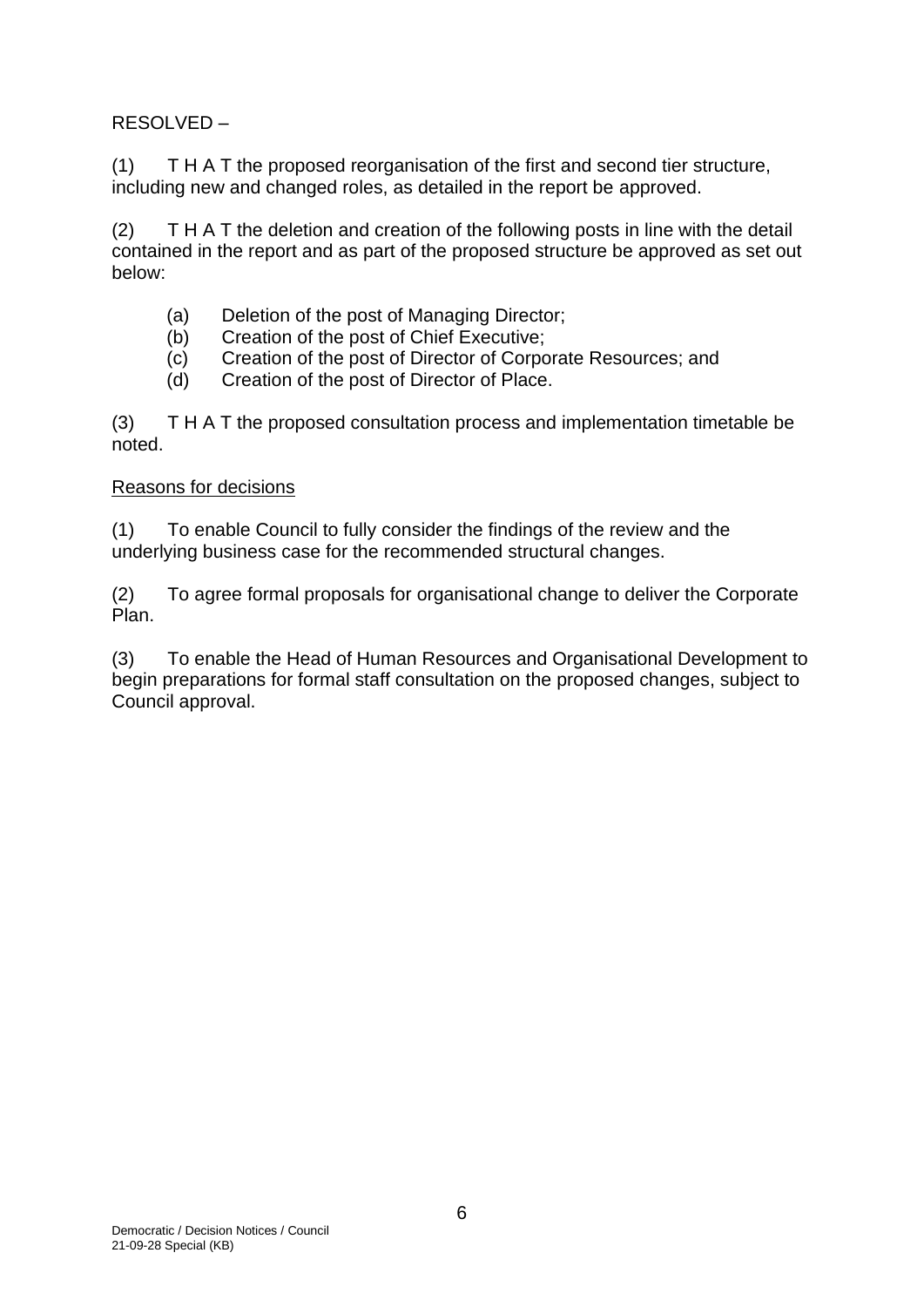RESOLVED –

(1) T H A T the proposed reorganisation of the first and second tier structure, including new and changed roles, as detailed in the report be approved.

(2) T H A T the deletion and creation of the following posts in line with the detail contained in the report and as part of the proposed structure be approved as set out below:

(a) Deletion of the post of Managing Director;
(b) Creation of the post of Chief Executive;
(c) Creation of the post of Director of Corporate Resources; and
(d) Creation of the post of Director of Place.

(3) T H A T the proposed consultation process and implementation timetable be noted.

<u>Reasons for decisions</u>

(1) To enable Council to fully consider the findings of the review and the underlying business case for the recommended structural changes.

(2) To agree formal proposals for organisational change to deliver the Corporate Plan.

(3) To enable the Head of Human Resources and Organisational Development to begin preparations for formal staff consultation on the proposed changes, subject to Council approval.